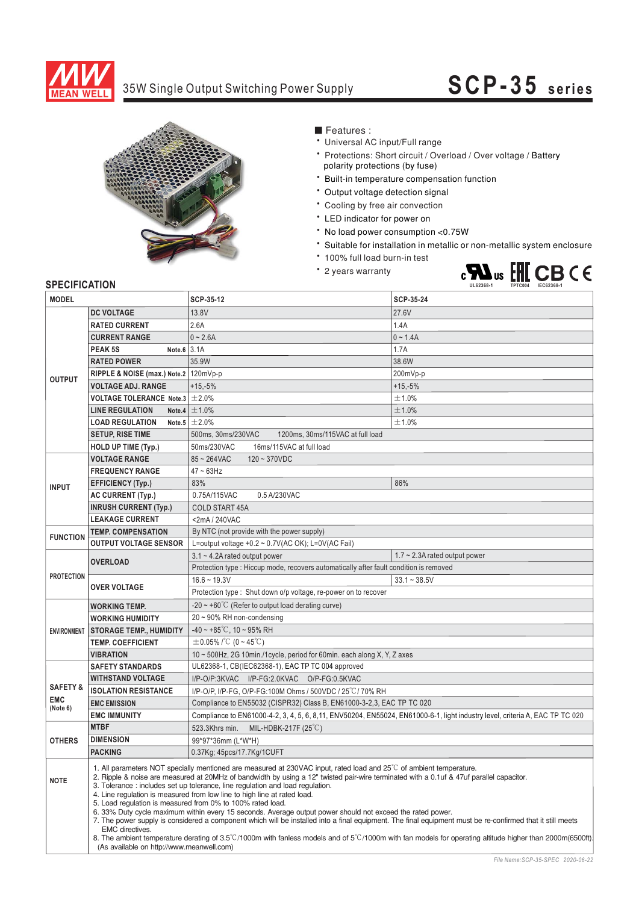# MEAN WELL

## 35W Single Output Switching Power Supply

# SCP-35 series

■ Features :

- Universal AC input/Full range
- Protections: Short circuit / Overload / Over voltage / Battery polarity protections (by fuse)
- Built-in temperature compensation function
- Output voltage detection signal
- Cooling by free air convection
- LED indicator for power on
- No load power consumption <0.75W
- Suitable for installation in metallic or non-metallic system enclosure
- 100% full load burn-in test
- 2 years warranty

UL62368-1 TPTC004 IEC62368-1

## SPECIFICATION

| MODEL | | SCP-35-12 | SCP-35-24 |
|---|---|---|---|
| OUTPUT | DC VOLTAGE | 13.8V | 27.6V |
| | RATED CURRENT | 2.6A | 1.4A |
| | CURRENT RANGE | 0 ~ 2.6A | 0 ~ 1.4A |
| | PEAK 5S Note.6 | 3.1A | 1.7A |
| | RATED POWER | 35.9W | 38.6W |
| | RIPPLE & NOISE (max.) Note.2 | 120mVp-p | 200mVp-p |
| | VOLTAGE ADJ. RANGE | +15,-5% | +15,-5% |
| | VOLTAGE TOLERANCE Note.3 | ±2.0% | ±1.0% |
| | LINE REGULATION Note.4 | ±1.0% | ±1.0% |
| | LOAD REGULATION Note.5 | ±2.0% | ±1.0% |
| | SETUP, RISE TIME | 500ms, 30ms/230VAC 1200ms, 30ms/115VAC at full load | |
| | HOLD UP TIME (Typ.) | 50ms/230VAC 16ms/115VAC at full load | |
| INPUT | VOLTAGE RANGE | 85 ~ 264VAC 120 ~ 370VDC | |
| | FREQUENCY RANGE | 47 ~ 63Hz | |
| | EFFICIENCY (Typ.) | 83% | 86% |
| | AC CURRENT (Typ.) | 0.75A/115VAC 0.5 A/230VAC | |
| | INRUSH CURRENT (Typ.) | COLD START 45A | |
| | LEAKAGE CURRENT | <2mA / 240VAC | |
| FUNCTION | TEMP. COMPENSATION | By NTC (not provide with the power supply) | |
| | OUTPUT VOLTAGE SENSOR | L=output voltage +0.2 ~ 0.7V(AC OK); L=0V(AC Fail) | |
| PROTECTION | OVERLOAD | 3.1 ~ 4.2A rated output power | 1.7 ~ 2.3A rated output power |
| | | Protection type : Hiccup mode, recovers automatically after fault condition is removed | |
| | OVER VOLTAGE | 16.6 ~ 19.3V | 33.1 ~ 38.5V |
| | | Protection type : Shut down o/p voltage, re-power on to recover | |
| ENVIRONMENT | WORKING TEMP. | -20 ~ +60℃ (Refer to output load derating curve) | |
| | WORKING HUMIDITY | 20 ~ 90% RH non-condensing | |
| | STORAGE TEMP., HUMIDITY | -40 ~ +85℃, 10 ~ 95% RH | |
| | TEMP. COEFFICIENT | ±0.05% /℃ (0 ~ 45℃) | |
| | VIBRATION | 10 ~ 500Hz, 2G 10min./1cycle, period for 60min. each along X, Y, Z axes | |
| SAFETY & EMC (Note 6) | SAFETY STANDARDS | UL62368-1, CB(IEC62368-1), EAC TP TC 004 approved | |
| | WITHSTAND VOLTAGE | I/P-O/P:3KVAC I/P-FG:2.0KVAC O/P-FG:0.5KVAC | |
| | ISOLATION RESISTANCE | I/P-O/P, I/P-FG, O/P-FG:100M Ohms / 500VDC / 25℃/ 70% RH | |
| | EMC EMISSION | Compliance to EN55032 (CISPR32) Class B, EN61000-3-2,3, EAC TP TC 020 | |
| | EMC IMMUNITY | Compliance to EN61000-4-2, 3, 4, 5, 6, 8,11, ENV50204, EN55024, EN61000-6-1, light industry level, criteria A, EAC TP TC 020 | |
| OTHERS | MTBF | 523.3Khrs min. MIL-HDBK-217F (25℃) | |
| | DIMENSION | 99*97*36mm (L*W*H) | |
| | PACKING | 0.37Kg; 45pcs/17.7Kg/1CUFT | |

**NOTE**

1. All parameters NOT specially mentioned are measured at 230VAC input, rated load and 25℃ of ambient temperature.
2. Ripple & noise are measured at 20MHz of bandwidth by using a 12" twisted pair-wire terminated with a 0.1uf & 47uf parallel capacitor.
3. Tolerance : includes set up tolerance, line regulation and load regulation.
4. Line regulation is measured from low line to high line at rated load.
5. Load regulation is measured from 0% to 100% rated load.
6. 33% Duty cycle maximum within every 15 seconds. Average output power should not exceed the rated power.
7. The power supply is considered a component which will be installed into a final equipment. The final equipment must be re-confirmed that it still meets EMC directives.
8. The ambient temperature derating of 3.5℃/1000m with fanless models and of 5℃/1000m with fan models for operating altitude higher than 2000m(6500ft). (As available on http://www.meanwell.com)

File Name:SCP-35-SPEC 2020-06-22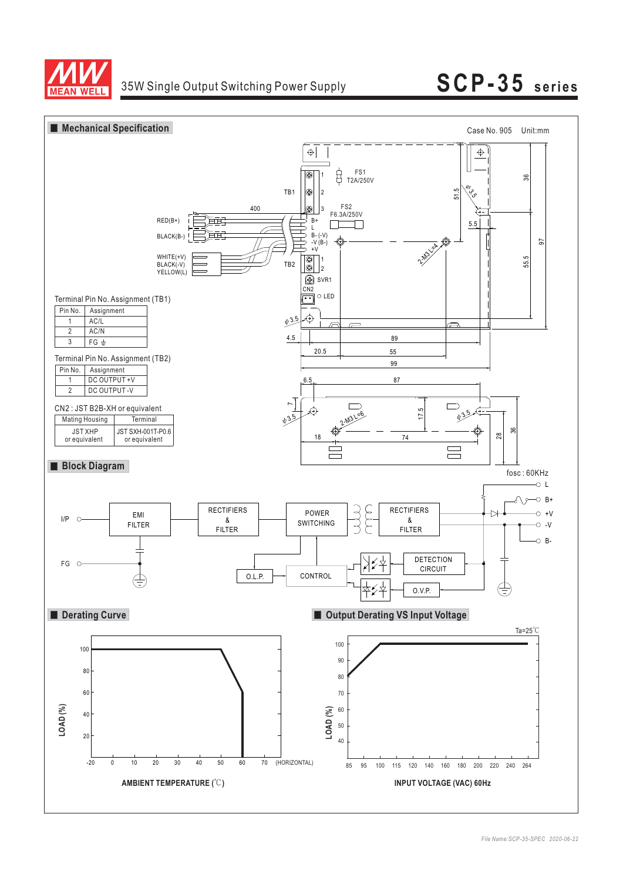# 35W Single Output Switching Power Supply — SCP-35 series

## Mechanical Specification

Case No. 905 Unit:mm

### Terminal Pin No. Assignment (TB1)

| Pin No. | Assignment |
|---|---|
| 1 | AC/L |
| 2 | AC/N |
| 3 | FG ⏚ |

### Terminal Pin No. Assignment (TB2)

| Pin No. | Assignment |
|---|---|
| 1 | DC OUTPUT +V |
| 2 | DC OUTPUT -V |

### CN2 : JST B2B-XH or equivalent

| Mating Housing | Terminal |
|---|---|
| JST XHP or equivalent | JST SXH-001T-P0.6 or equivalent |

## Block Diagram

fosc : 60KHz

## Derating Curve

## Output Derating VS Input Voltage

Ta=25℃

File Name:SCP-35-SPEC 2020-06-22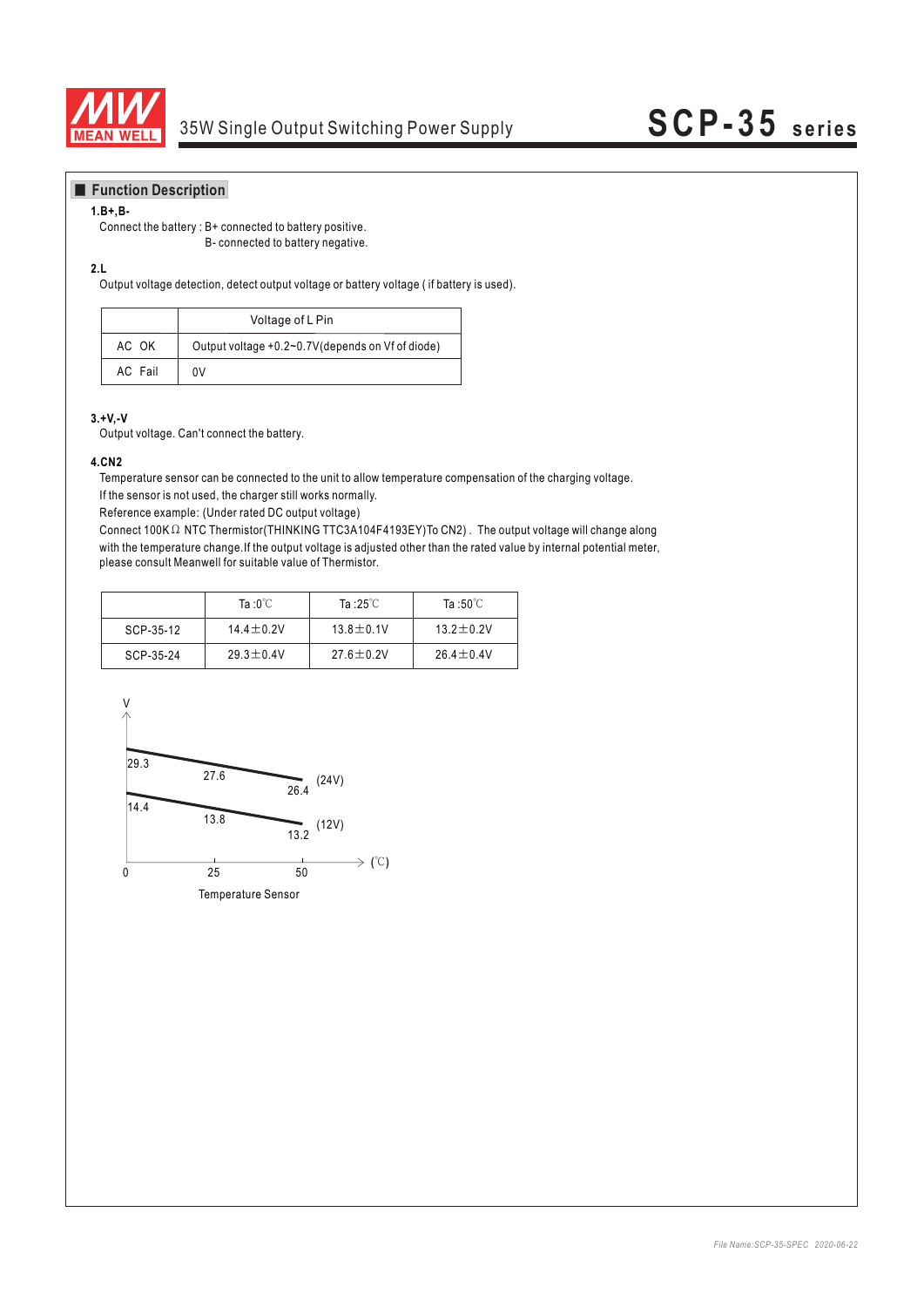## Function Description

**1.B+,B-**

Connect the battery : B+ connected to battery positive.
B- connected to battery negative.

**2.L**

Output voltage detection, detect output voltage or battery voltage ( if battery is used).

| | Voltage of L Pin |
|---|---|
| AC OK | Output voltage +0.2~0.7V(depends on Vf of diode) |
| AC Fail | 0V |

**3.+V,-V**

Output voltage. Can't connect the battery.

**4.CN2**

Temperature sensor can be connected to the unit to allow temperature compensation of the charging voltage.
If the sensor is not used, the charger still works normally.
Reference example: (Under rated DC output voltage)
Connect 100KΩ NTC Thermistor(THINKING TTC3A104F4193EY)To CN2) . The output voltage will change along with the temperature change.If the output voltage is adjusted other than the rated value by internal potential meter, please consult Meanwell for suitable value of Thermistor.

| | Ta :0℃ | Ta :25℃ | Ta :50℃ |
|---|---|---|---|
| SCP-35-12 | 14.4±0.2V | 13.8±0.1V | 13.2±0.2V |
| SCP-35-24 | 29.3±0.4V | 27.6±0.2V | 26.4±0.4V |

V

29.3
27.6
26.4
(24V)

14.4
13.8
13.2
(12V)

0
25
50
(℃)

Temperature Sensor